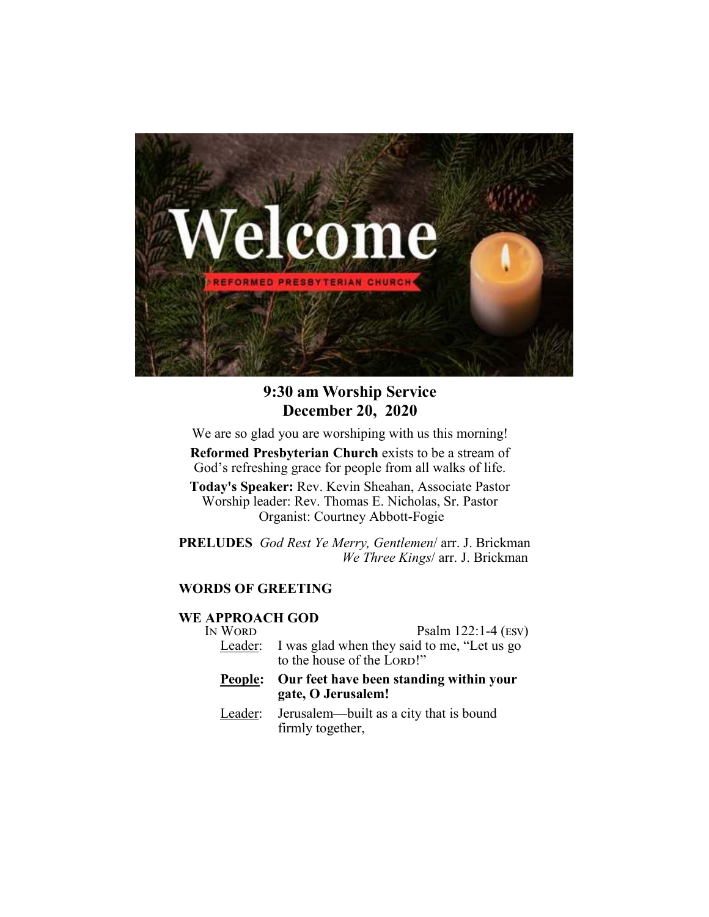Welcome

REFORMED PRESBYTERIAN CHURCH

# 9:30 am Worship Service
# December 20, 2020

We are so glad you are worshiping with us this morning!

**Reformed Presbyterian Church** exists to be a stream of God's refreshing grace for people from all walks of life.

**Today's Speaker:** Rev. Kevin Sheahan, Associate Pastor
Worship leader: Rev. Thomas E. Nicholas, Sr. Pastor
Organist: Courtney Abbott-Fogie

**PRELUDES** *God Rest Ye Merry, Gentlemen*/ arr. J. Brickman
*We Three Kings*/ arr. J. Brickman

**WORDS OF GREETING**

**WE APPROACH GOD**

IN WORD — Psalm 122:1-4 (ESV)

Leader: I was glad when they said to me, "Let us go to the house of the LORD!"

**People: Our feet have been standing within your gate, O Jerusalem!**

Leader: Jerusalem—built as a city that is bound firmly together,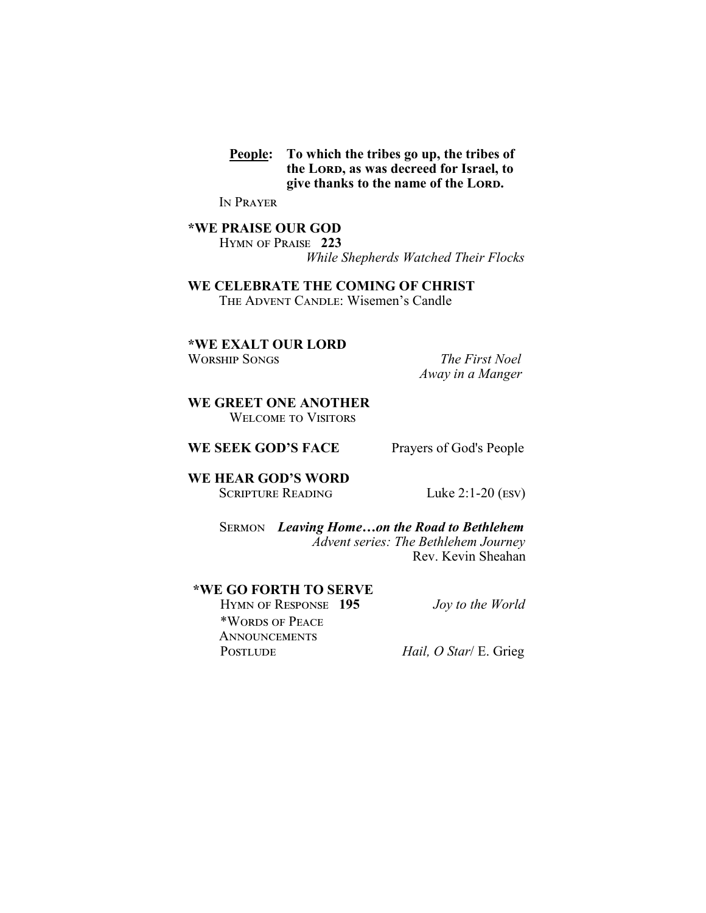**People:** **To which the tribes go up, the tribes of the LORD, as was decreed for Israel, to give thanks to the name of the LORD.**

IN PRAYER

**\*WE PRAISE OUR GOD**

HYMN OF PRAISE **223**
*While Shepherds Watched Their Flocks*

**WE CELEBRATE THE COMING OF CHRIST**

THE ADVENT CANDLE: Wisemen's Candle

**\*WE EXALT OUR LORD**

WORSHIP SONGS *The First Noel*
*Away in a Manger*

**WE GREET ONE ANOTHER**

WELCOME TO VISITORS

**WE SEEK GOD'S FACE** Prayers of God's People

**WE HEAR GOD'S WORD**

SCRIPTURE READING Luke 2:1-20 (ESV)

SERMON ***Leaving Home…on the Road to Bethlehem***
*Advent series: The Bethlehem Journey*
Rev. Kevin Sheahan

**\*WE GO FORTH TO SERVE**

HYMN OF RESPONSE **195** *Joy to the World*
\*WORDS OF PEACE
ANNOUNCEMENTS
POSTLUDE *Hail, O Star*/ E. Grieg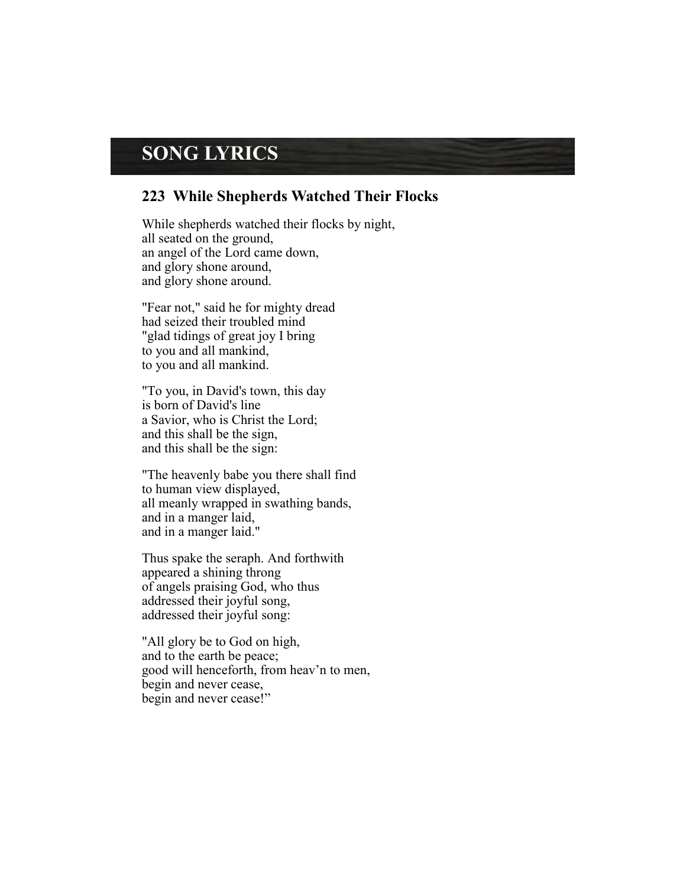# SONG LYRICS

## 223 While Shepherds Watched Their Flocks

While shepherds watched their flocks by night,  
all seated on the ground,  
an angel of the Lord came down,  
and glory shone around,  
and glory shone around.

"Fear not," said he for mighty dread  
had seized their troubled mind  
"glad tidings of great joy I bring  
to you and all mankind,  
to you and all mankind.

"To you, in David's town, this day  
is born of David's line  
a Savior, who is Christ the Lord;  
and this shall be the sign,  
and this shall be the sign:

"The heavenly babe you there shall find  
to human view displayed,  
all meanly wrapped in swathing bands,  
and in a manger laid,  
and in a manger laid."

Thus spake the seraph. And forthwith  
appeared a shining throng  
of angels praising God, who thus  
addressed their joyful song,  
addressed their joyful song:

"All glory be to God on high,  
and to the earth be peace;  
good will henceforth, from heav'n to men,  
begin and never cease,  
begin and never cease!"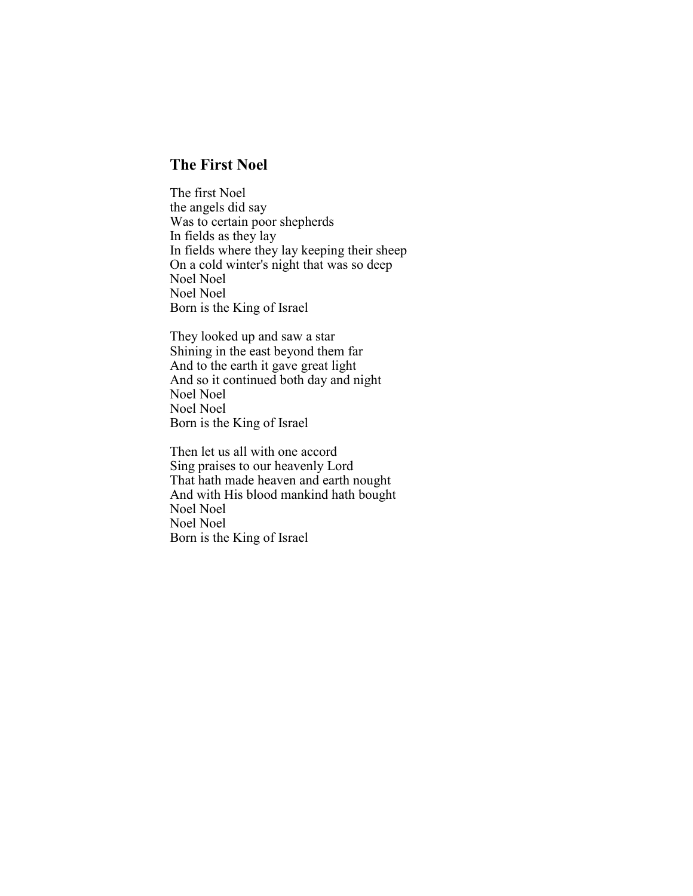## The First Noel

The first Noel
the angels did say
Was to certain poor shepherds
In fields as they lay
In fields where they lay keeping their sheep
On a cold winter's night that was so deep
Noel Noel
Noel Noel
Born is the King of Israel

They looked up and saw a star
Shining in the east beyond them far
And to the earth it gave great light
And so it continued both day and night
Noel Noel
Noel Noel
Born is the King of Israel

Then let us all with one accord
Sing praises to our heavenly Lord
That hath made heaven and earth nought
And with His blood mankind hath bought
Noel Noel
Noel Noel
Born is the King of Israel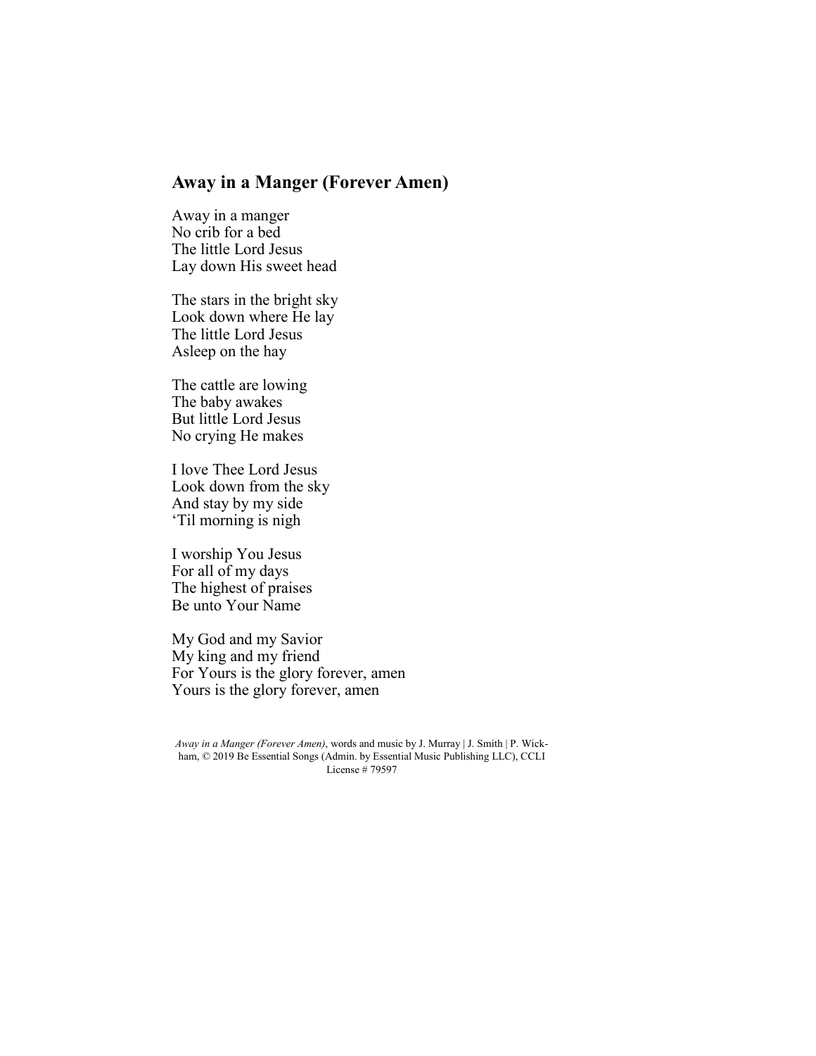## Away in a Manger (Forever Amen)

Away in a manger  
No crib for a bed  
The little Lord Jesus  
Lay down His sweet head

The stars in the bright sky  
Look down where He lay  
The little Lord Jesus  
Asleep on the hay

The cattle are lowing  
The baby awakes  
But little Lord Jesus  
No crying He makes

I love Thee Lord Jesus  
Look down from the sky  
And stay by my side  
'Til morning is nigh

I worship You Jesus  
For all of my days  
The highest of praises  
Be unto Your Name

My God and my Savior  
My king and my friend  
For Yours is the glory forever, amen  
Yours is the glory forever, amen

*Away in a Manger (Forever Amen)*, words and music by J. Murray | J. Smith | P. Wickham, © 2019 Be Essential Songs (Admin. by Essential Music Publishing LLC), CCLI License # 79597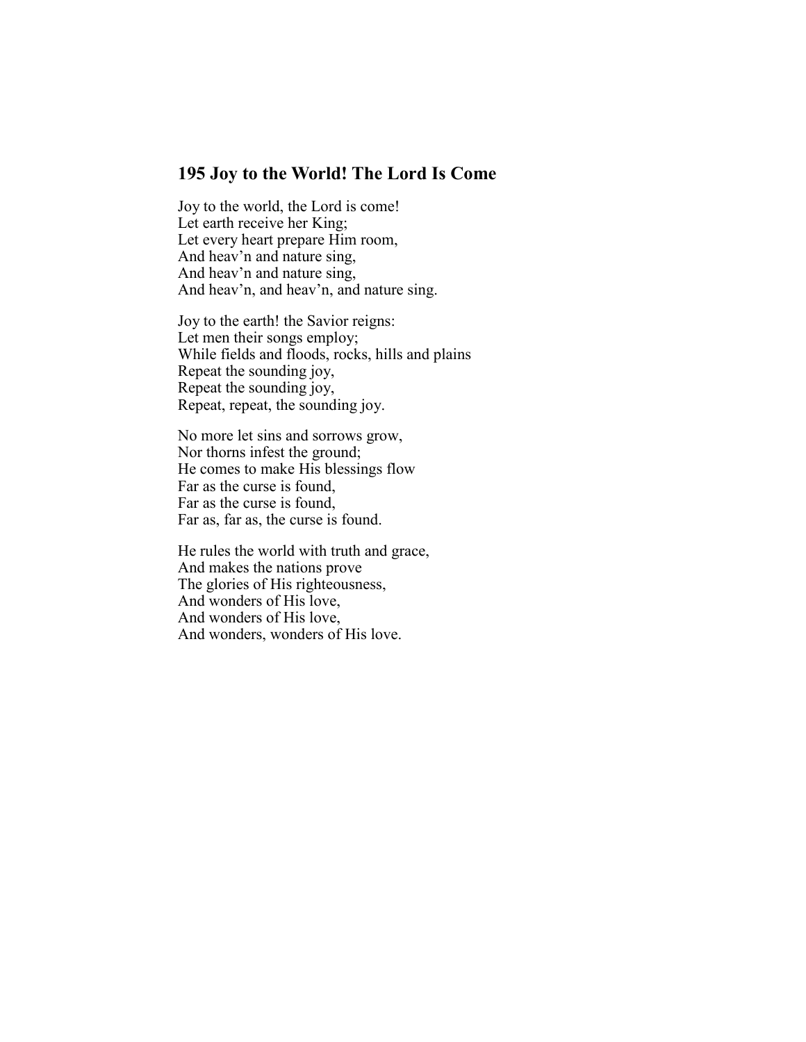### 195 Joy to the World! The Lord Is Come

Joy to the world, the Lord is come!
Let earth receive her King;
Let every heart prepare Him room,
And heav'n and nature sing,
And heav'n and nature sing,
And heav'n, and heav'n, and nature sing.

Joy to the earth! the Savior reigns:
Let men their songs employ;
While fields and floods, rocks, hills and plains
Repeat the sounding joy,
Repeat the sounding joy,
Repeat, repeat, the sounding joy.

No more let sins and sorrows grow,
Nor thorns infest the ground;
He comes to make His blessings flow
Far as the curse is found,
Far as the curse is found,
Far as, far as, the curse is found.

He rules the world with truth and grace,
And makes the nations prove
The glories of His righteousness,
And wonders of His love,
And wonders of His love,
And wonders, wonders of His love.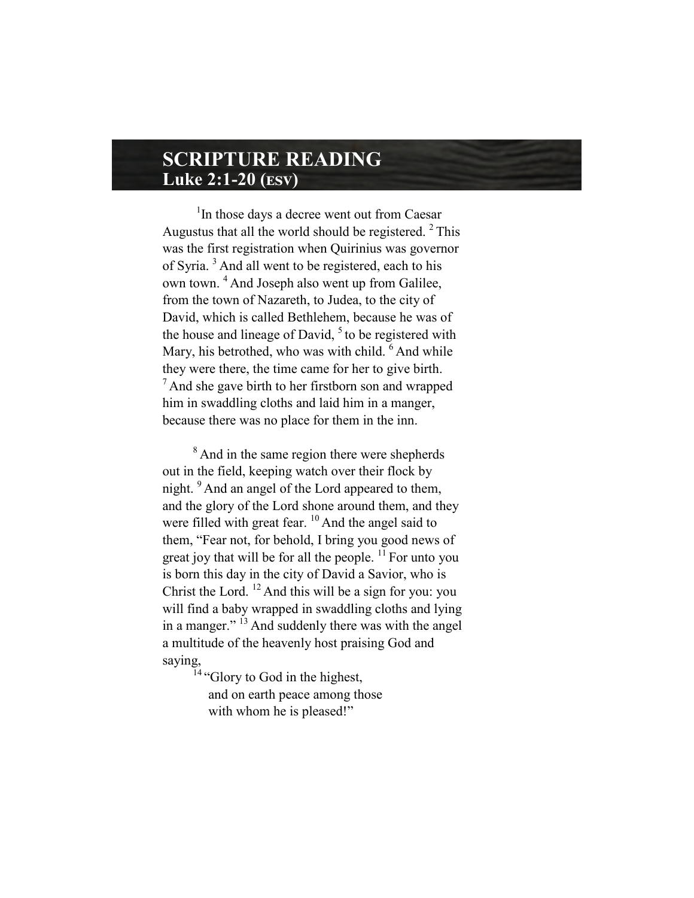# SCRIPTURE READING
## Luke 2:1-20 (ESV)

[1]In those days a decree went out from Caesar Augustus that all the world should be registered. [2] This was the first registration when Quirinius was governor of Syria. [3] And all went to be registered, each to his own town. [4] And Joseph also went up from Galilee, from the town of Nazareth, to Judea, to the city of David, which is called Bethlehem, because he was of the house and lineage of David, [5] to be registered with Mary, his betrothed, who was with child. [6] And while they were there, the time came for her to give birth. [7] And she gave birth to her firstborn son and wrapped him in swaddling cloths and laid him in a manger, because there was no place for them in the inn.

[8] And in the same region there were shepherds out in the field, keeping watch over their flock by night. [9] And an angel of the Lord appeared to them, and the glory of the Lord shone around them, and they were filled with great fear. [10] And the angel said to them, "Fear not, for behold, I bring you good news of great joy that will be for all the people. [11] For unto you is born this day in the city of David a Savior, who is Christ the Lord. [12] And this will be a sign for you: you will find a baby wrapped in swaddling cloths and lying in a manger." [13] And suddenly there was with the angel a multitude of the heavenly host praising God and saying,

> [14] "Glory to God in the highest,
> and on earth peace among those
> with whom he is pleased!"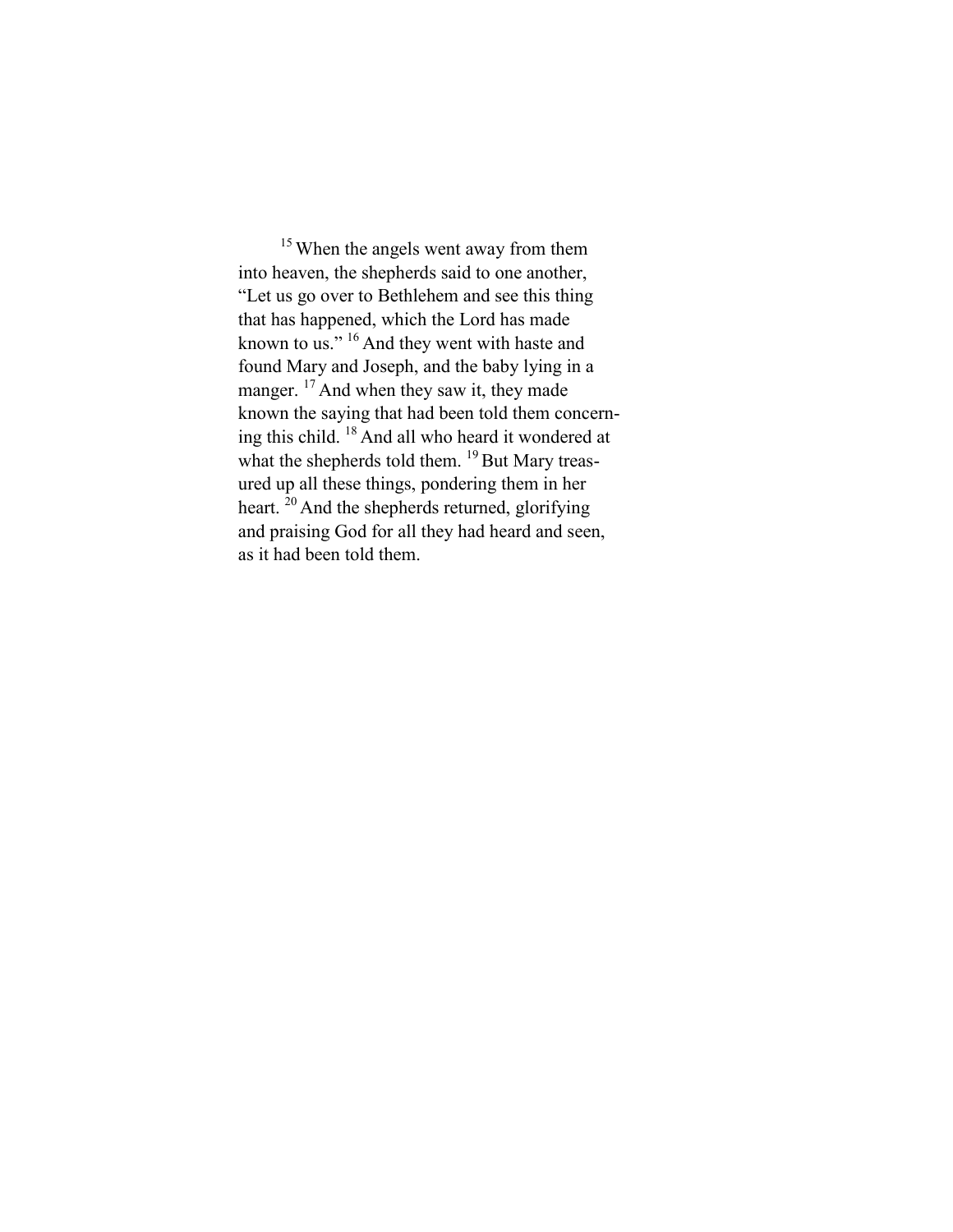[15] When the angels went away from them into heaven, the shepherds said to one another, "Let us go over to Bethlehem and see this thing that has happened, which the Lord has made known to us." [16] And they went with haste and found Mary and Joseph, and the baby lying in a manger. [17] And when they saw it, they made known the saying that had been told them concerning this child. [18] And all who heard it wondered at what the shepherds told them. [19] But Mary treasured up all these things, pondering them in her heart. [20] And the shepherds returned, glorifying and praising God for all they had heard and seen, as it had been told them.